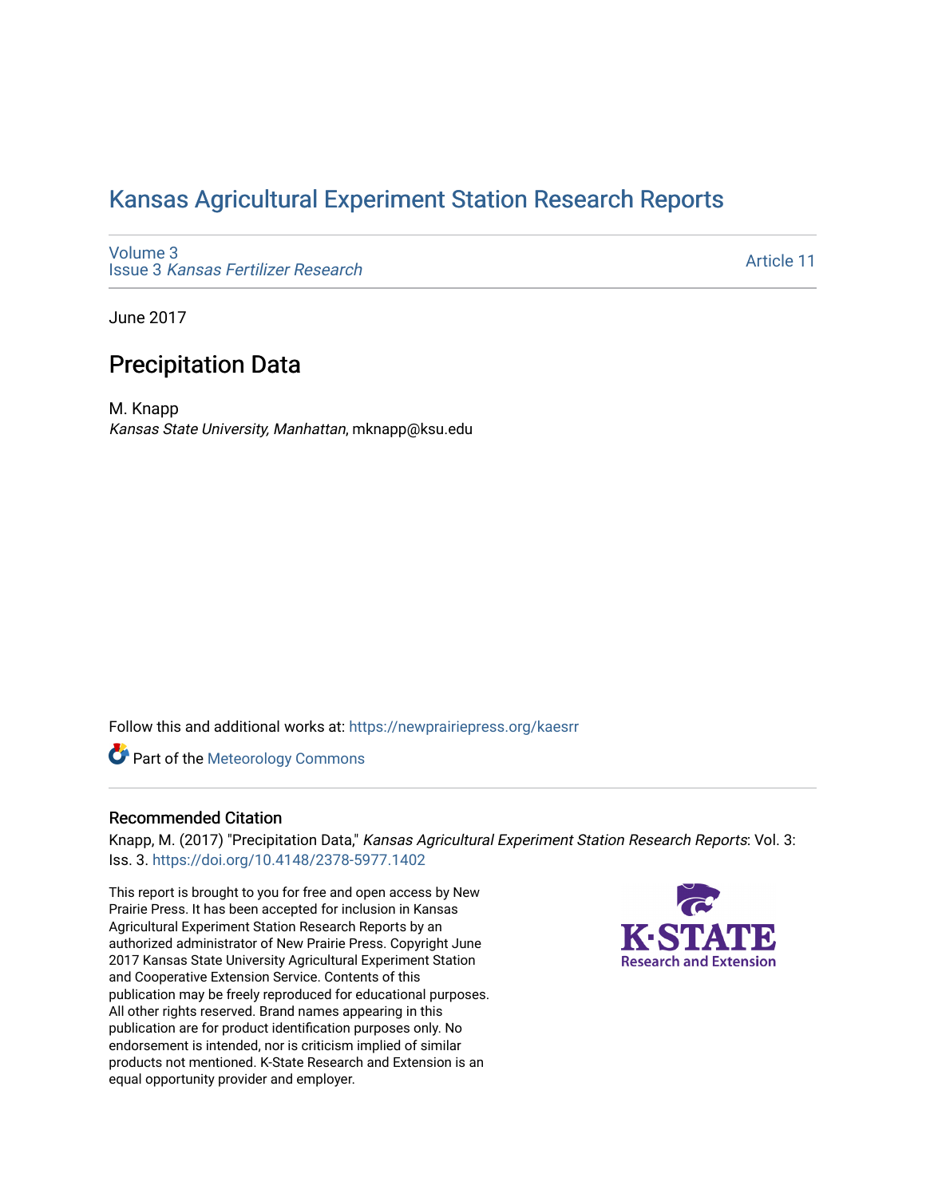# Kansas Agricultural Experiment Station Research Reports

Volume 3
Issue 3 *Kansas Fertilizer Research*

Article 11

June 2017

## Precipitation Data

M. Knapp
*Kansas State University, Manhattan*, mknapp@ksu.edu

Follow this and additional works at: https://newprairiepress.org/kaesrr

Part of the Meteorology Commons

### Recommended Citation

Knapp, M. (2017) "Precipitation Data," *Kansas Agricultural Experiment Station Research Reports*: Vol. 3: Iss. 3. https://doi.org/10.4148/2378-5977.1402

This report is brought to you for free and open access by New Prairie Press. It has been accepted for inclusion in Kansas Agricultural Experiment Station Research Reports by an authorized administrator of New Prairie Press. Copyright June 2017 Kansas State University Agricultural Experiment Station and Cooperative Extension Service. Contents of this publication may be freely reproduced for educational purposes. All other rights reserved. Brand names appearing in this publication are for product identification purposes only. No endorsement is intended, nor is criticism implied of similar products not mentioned. K-State Research and Extension is an equal opportunity provider and employer.

K-STATE Research and Extension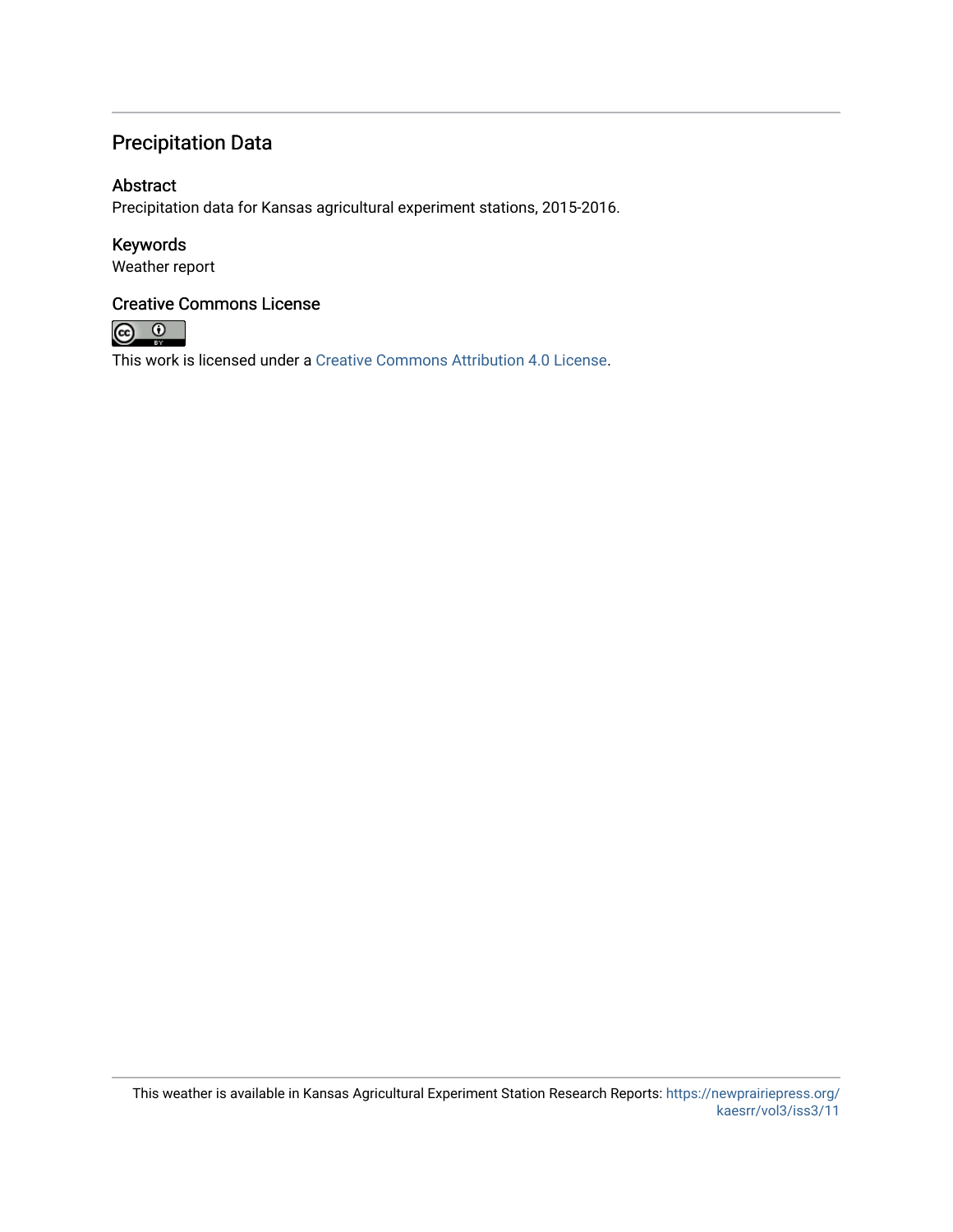## Precipitation Data

### Abstract

Precipitation data for Kansas agricultural experiment stations, 2015-2016.

### Keywords

Weather report

### Creative Commons License

This work is licensed under a Creative Commons Attribution 4.0 License.

This weather is available in Kansas Agricultural Experiment Station Research Reports: https://newprairiepress.org/kaesrr/vol3/iss3/11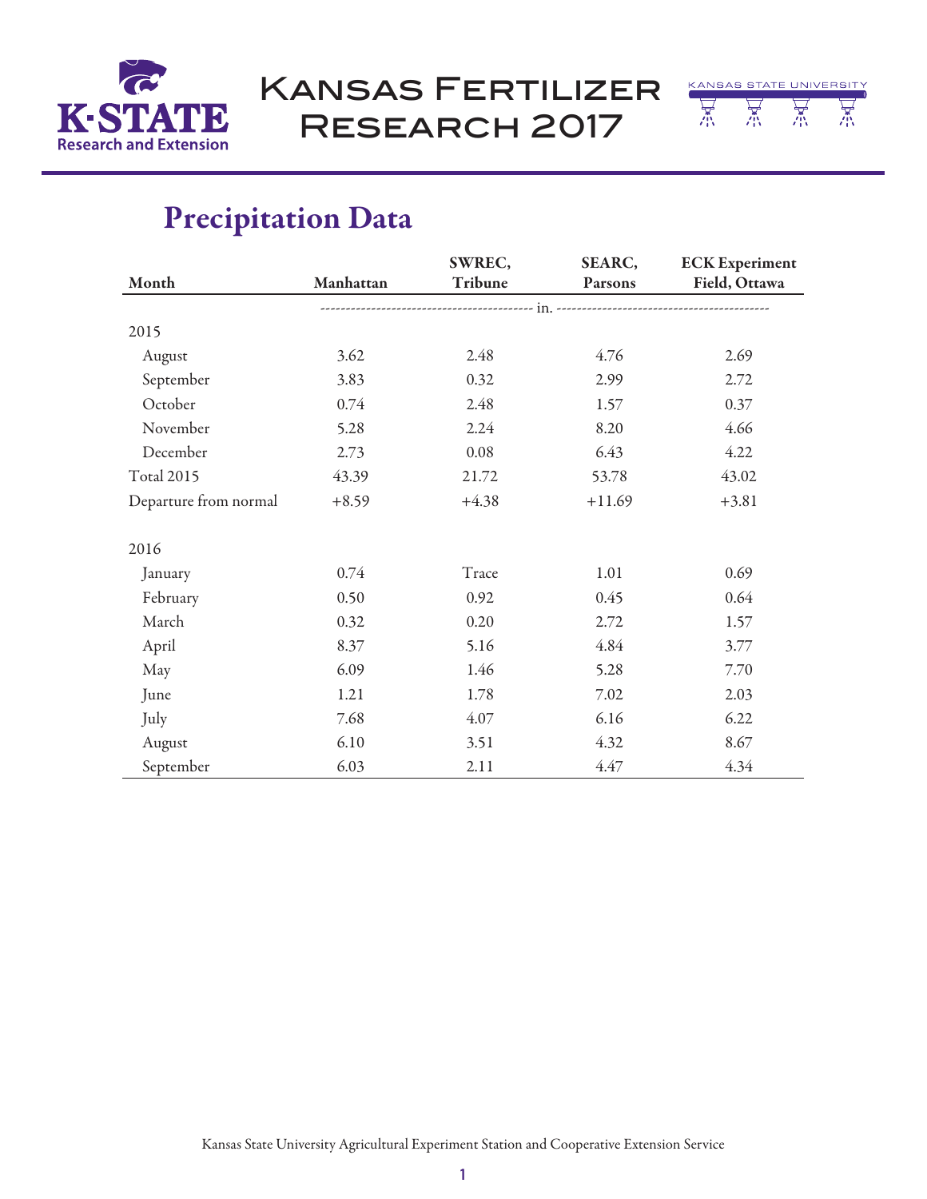## Precipitation Data

| Month | Manhattan | SWREC, Tribune | SEARC, Parsons | ECK Experiment Field, Ottawa |
|---|---|---|---|---|
| | in. | | | |
| 2015 | | | | |
| August | 3.62 | 2.48 | 4.76 | 2.69 |
| September | 3.83 | 0.32 | 2.99 | 2.72 |
| October | 0.74 | 2.48 | 1.57 | 0.37 |
| November | 5.28 | 2.24 | 8.20 | 4.66 |
| December | 2.73 | 0.08 | 6.43 | 4.22 |
| Total 2015 | 43.39 | 21.72 | 53.78 | 43.02 |
| Departure from normal | +8.59 | +4.38 | +11.69 | +3.81 |
| | | | | |
| 2016 | | | | |
| January | 0.74 | Trace | 1.01 | 0.69 |
| February | 0.50 | 0.92 | 0.45 | 0.64 |
| March | 0.32 | 0.20 | 2.72 | 1.57 |
| April | 8.37 | 5.16 | 4.84 | 3.77 |
| May | 6.09 | 1.46 | 5.28 | 7.70 |
| June | 1.21 | 1.78 | 7.02 | 2.03 |
| July | 7.68 | 4.07 | 6.16 | 6.22 |
| August | 6.10 | 3.51 | 4.32 | 8.67 |
| September | 6.03 | 2.11 | 4.47 | 4.34 |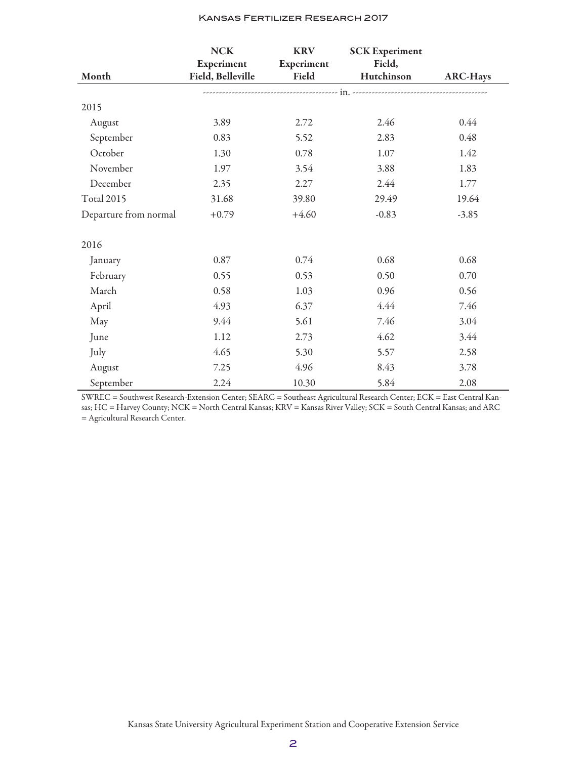| Month | NCK Experiment Field, Belleville | KRV Experiment Field | SCK Experiment Field, Hutchinson | ARC-Hays |
|---|---|---|---|---|
| | ---------- in. ---------- | | | |
| 2015 | | | | |
| August | 3.89 | 2.72 | 2.46 | 0.44 |
| September | 0.83 | 5.52 | 2.83 | 0.48 |
| October | 1.30 | 0.78 | 1.07 | 1.42 |
| November | 1.97 | 3.54 | 3.88 | 1.83 |
| December | 2.35 | 2.27 | 2.44 | 1.77 |
| Total 2015 | 31.68 | 39.80 | 29.49 | 19.64 |
| Departure from normal | +0.79 | +4.60 | -0.83 | -3.85 |
| | | | | |
| 2016 | | | | |
| January | 0.87 | 0.74 | 0.68 | 0.68 |
| February | 0.55 | 0.53 | 0.50 | 0.70 |
| March | 0.58 | 1.03 | 0.96 | 0.56 |
| April | 4.93 | 6.37 | 4.44 | 7.46 |
| May | 9.44 | 5.61 | 7.46 | 3.04 |
| June | 1.12 | 2.73 | 4.62 | 3.44 |
| July | 4.65 | 5.30 | 5.57 | 2.58 |
| August | 7.25 | 4.96 | 8.43 | 3.78 |
| September | 2.24 | 10.30 | 5.84 | 2.08 |

SWREC = Southwest Research-Extension Center; SEARC = Southeast Agricultural Research Center; ECK = East Central Kansas; HC = Harvey County; NCK = North Central Kansas; KRV = Kansas River Valley; SCK = South Central Kansas; and ARC = Agricultural Research Center.